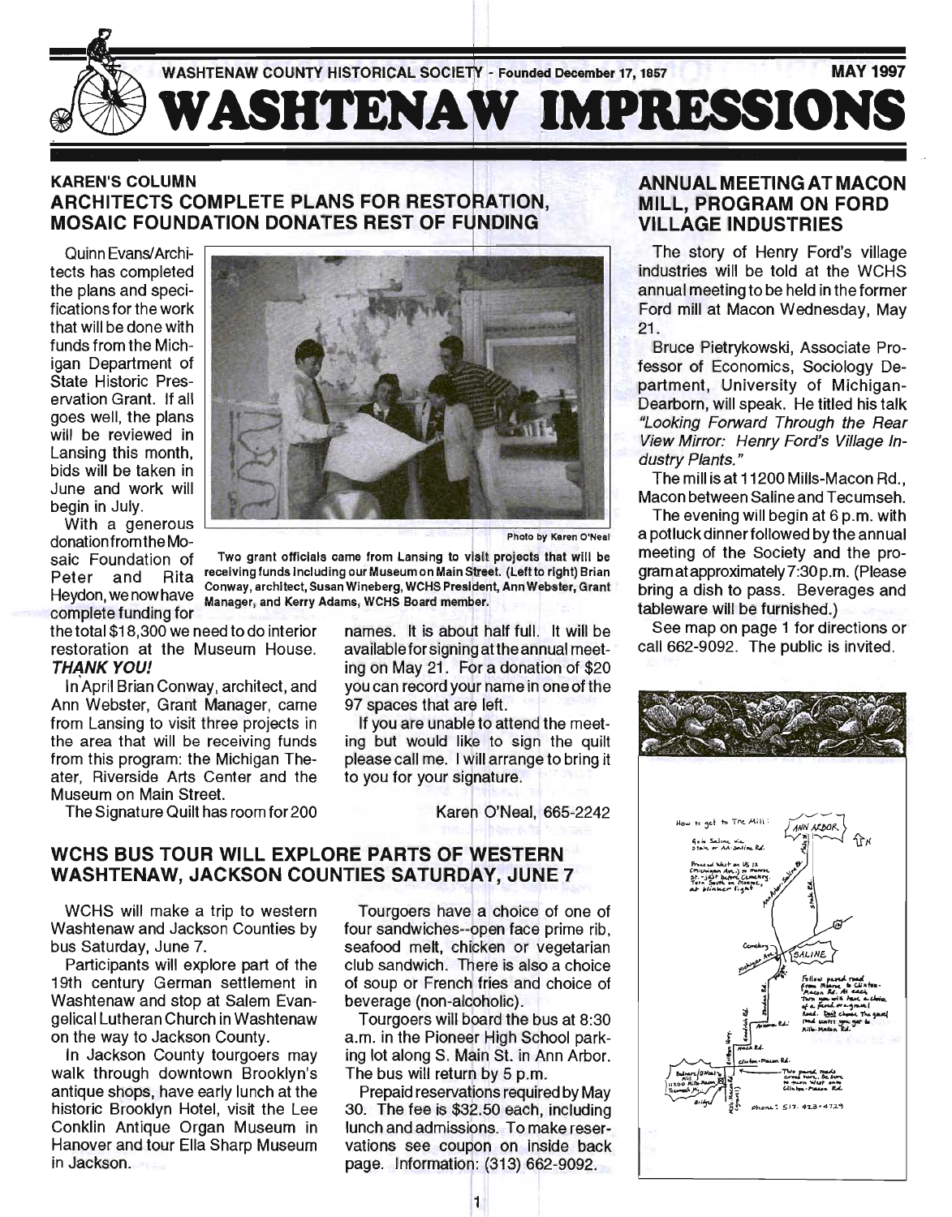WASHTENAW COUNTY HISTORICAL SOCIETY - Founded December 17, 1857 — MAY 1997

# WASHTENAW IMPRESSIONS

## KAREN'S COLUMN
## ARCHITECTS COMPLETE PLANS FOR RESTORATION, MOSAIC FOUNDATION DONATES REST OF FUNDING

Quinn Evans/Architects has completed the plans and specifications for the work that will be done with funds from the Michigan Department of State Historic Preservation Grant. If all goes well, the plans will be reviewed in Lansing this month, bids will be taken in June and work will begin in July.

Photo by Karen O'Neal

Two grant officials came from Lansing to visit projects that will be receiving funds including our Museum on Main Street. (Left to right) Brian Conway, architect, Susan Wineberg, WCHS President, Ann Webster, Grant Manager, and Kerry Adams, WCHS Board member.

With a generous donation from the Mosaic Foundation of Peter and Rita Heydon, we now have complete funding for the total $18,300 we need to do interior restoration at the Museum House. ***THANK YOU!***

In April Brian Conway, architect, and Ann Webster, Grant Manager, came from Lansing to visit three projects in the area that will be receiving funds from this program: the Michigan Theater, Riverside Arts Center and the Museum on Main Street.

The Signature Quilt has room for 200 names. It is about half full. It will be available for signing at the annual meeting on May 21. For a donation of $20 you can record your name in one of the 97 spaces that are left.

If you are unable to attend the meeting but would like to sign the quilt please call me. I will arrange to bring it to you for your signature.

Karen O'Neal, 665-2242

## WCHS BUS TOUR WILL EXPLORE PARTS OF WESTERN WASHTENAW, JACKSON COUNTIES SATURDAY, JUNE 7

WCHS will make a trip to western Washtenaw and Jackson Counties by bus Saturday, June 7.

Participants will explore part of the 19th century German settlement in Washtenaw and stop at Salem Evangelical Lutheran Church in Washtenaw on the way to Jackson County.

In Jackson County tourgoers may walk through downtown Brooklyn's antique shops, have early lunch at the historic Brooklyn Hotel, visit the Lee Conklin Antique Organ Museum in Hanover and tour Ella Sharp Museum in Jackson.

Tourgoers have a choice of one of four sandwiches--open face prime rib, seafood melt, chicken or vegetarian club sandwich. There is also a choice of soup or French fries and choice of beverage (non-alcoholic).

Tourgoers will board the bus at 8:30 a.m. in the Pioneer High School parking lot along S. Main St. in Ann Arbor. The bus will return by 5 p.m.

Prepaid reservations required by May 30. The fee is $32.50 each, including lunch and admissions. To make reservations see coupon on inside back page. Information: (313) 662-9092.

## ANNUAL MEETING AT MACON MILL, PROGRAM ON FORD VILLAGE INDUSTRIES

The story of Henry Ford's village industries will be told at the WCHS annual meeting to be held in the former Ford mill at Macon Wednesday, May 21.

Bruce Pietrykowski, Associate Professor of Economics, Sociology Department, University of Michigan-Dearborn, will speak. He titled his talk *"Looking Forward Through the Rear View Mirror: Henry Ford's Village Industry Plants."*

The mill is at 11200 Mills-Macon Rd., Macon between Saline and Tecumseh.

The evening will begin at 6 p.m. with a potluck dinner followed by the annual meeting of the Society and the program at approximately 7:30 p.m. (Please bring a dish to pass. Beverages and tableware will be furnished.)

See map on page 1 for directions or call 662-9092. The public is invited.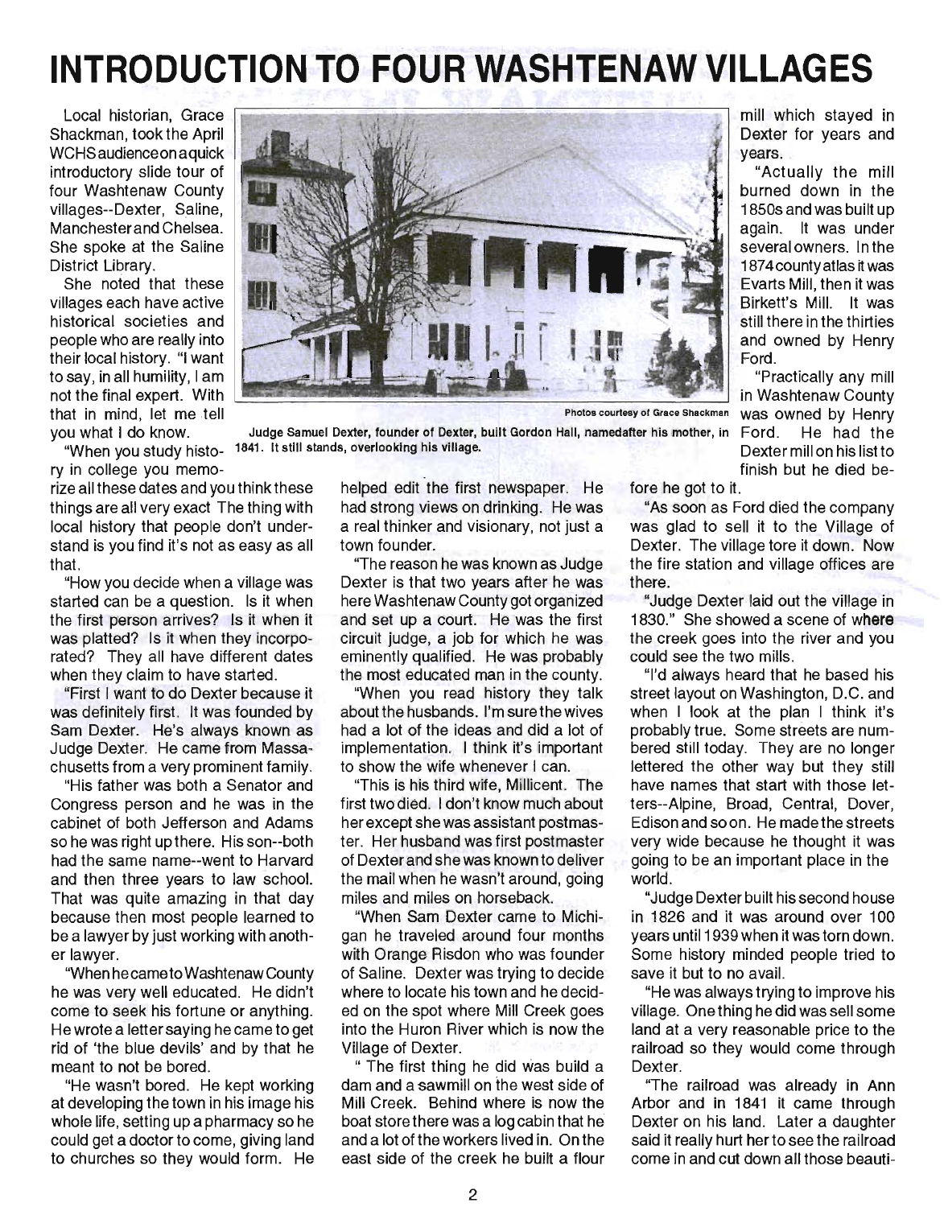# INTRODUCTION TO FOUR WASHTENAW VILLAGES

Local historian, Grace Shackman, took the April WCHS audience on a quick introductory slide tour of four Washtenaw County villages--Dexter, Saline, Manchester and Chelsea. She spoke at the Saline District Library.

She noted that these villages each have active historical societies and people who are really into their local history. "I want to say, in all humility, I am not the final expert. With that in mind, let me tell you what I do know.

Photos courtesy of Grace Shackman

Judge Samuel Dexter, founder of Dexter, built Gordon Hall, namedafter his mother, in 1841. It still stands, overlooking his village.

"When you study history in college you memorize all these dates and you think these things are all very exact The thing with local history that people don't understand is you find it's not as easy as all that.

"How you decide when a village was started can be a question. Is it when the first person arrives? Is it when it was platted? Is it when they incorporated? They all have different dates when they claim to have started.

"First I want to do Dexter because it was definitely first. It was founded by Sam Dexter. He's always known as Judge Dexter. He came from Massachusetts from a very prominent family.

"His father was both a Senator and Congress person and he was in the cabinet of both Jefferson and Adams so he was right up there. His son--both had the same name--went to Harvard and then three years to law school. That was quite amazing in that day because then most people learned to be a lawyer by just working with another lawyer.

"When he came to Washtenaw County he was very well educated. He didn't come to seek his fortune or anything. He wrote a letter saying he came to get rid of 'the blue devils' and by that he meant to not be bored.

"He wasn't bored. He kept working at developing the town in his image his whole life, setting up a pharmacy so he could get a doctor to come, giving land to churches so they would form. He helped edit the first newspaper. He had strong views on drinking. He was a real thinker and visionary, not just a town founder.

"The reason he was known as Judge Dexter is that two years after he was here Washtenaw County got organized and set up a court. He was the first circuit judge, a job for which he was eminently qualified. He was probably the most educated man in the county.

"When you read history they talk about the husbands. I'm sure the wives had a lot of the ideas and did a lot of implementation. I think it's important to show the wife whenever I can.

"This is his third wife, Millicent. The first two died. I don't know much about her except she was assistant postmaster. Her husband was first postmaster of Dexter and she was known to deliver the mail when he wasn't around, going miles and miles on horseback.

"When Sam Dexter came to Michigan he traveled around four months with Orange Risdon who was founder of Saline. Dexter was trying to decide where to locate his town and he decided on the spot where Mill Creek goes into the Huron River which is now the Village of Dexter.

"The first thing he did was build a dam and a sawmill on the west side of Mill Creek. Behind where is now the boat store there was a log cabin that he and a lot of the workers lived in. On the east side of the creek he built a flour mill which stayed in Dexter for years and years.

"Actually the mill burned down in the 1850s and was built up again. It was under several owners. In the 1874 county atlas it was Evarts Mill, then it was Birkett's Mill. It was still there in the thirties and owned by Henry Ford.

"Practically any mill in Washtenaw County was owned by Henry Ford. He had the Dexter mill on his list to finish but he died before he got to it.

"As soon as Ford died the company was glad to sell it to the Village of Dexter. The village tore it down. Now the fire station and village offices are there.

"Judge Dexter laid out the village in 1830." She showed a scene of where the creek goes into the river and you could see the two mills.

"I'd always heard that he based his street layout on Washington, D.C. and when I look at the plan I think it's probably true. Some streets are numbered still today. They are no longer lettered the other way but they still have names that start with those letters--Alpine, Broad, Central, Dover, Edison and so on. He made the streets very wide because he thought it was going to be an important place in the world.

"Judge Dexter built his second house in 1826 and it was around over 100 years until 1939 when it was torn down. Some history minded people tried to save it but to no avail.

"He was always trying to improve his village. One thing he did was sell some land at a very reasonable price to the railroad so they would come through Dexter.

"The railroad was already in Ann Arbor and in 1841 it came through Dexter on his land. Later a daughter said it really hurt her to see the railroad come in and cut down all those beauti-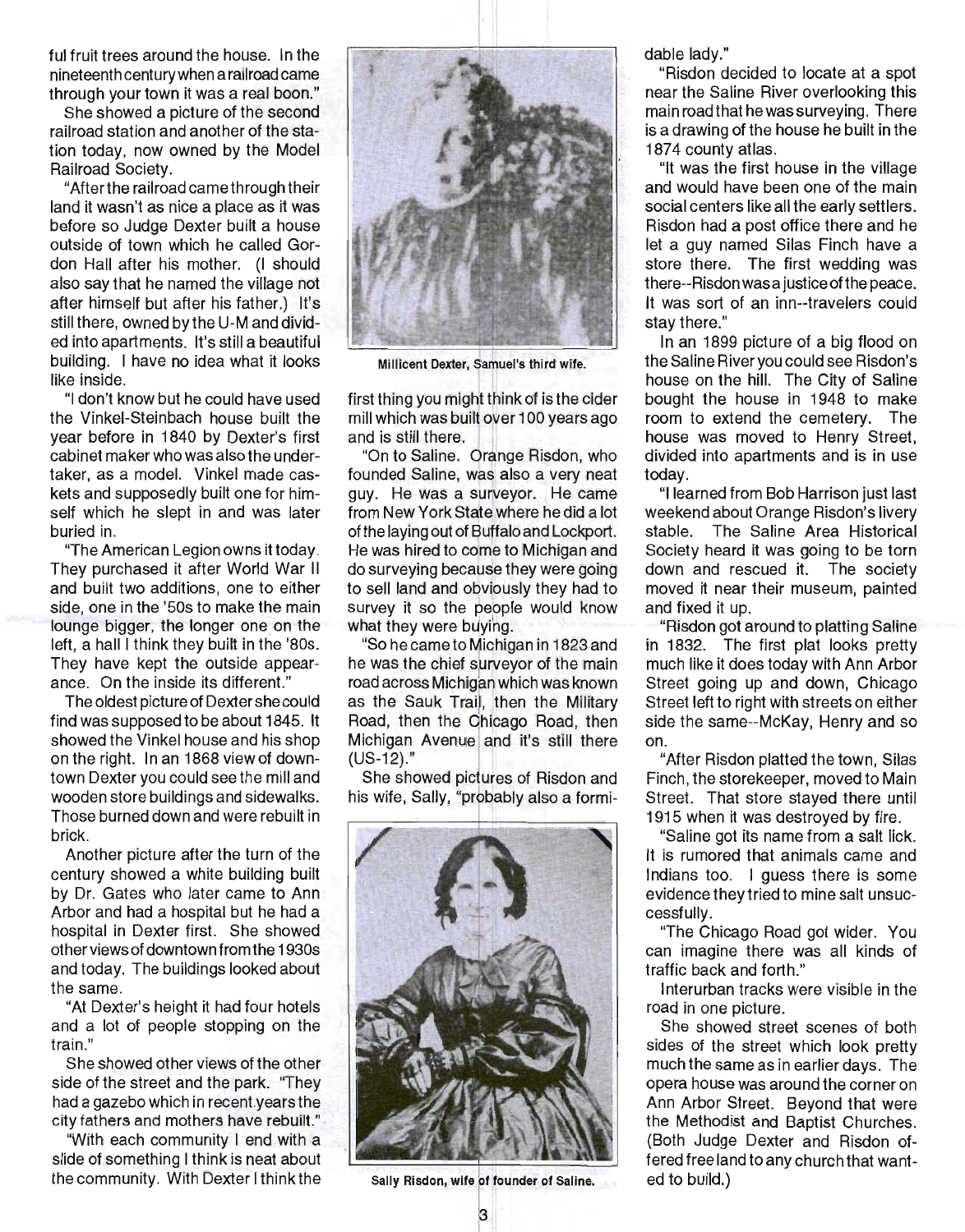ful fruit trees around the house. In the nineteenth century when a railroad came through your town it was a real boon."

She showed a picture of the second railroad station and another of the station today, now owned by the Model Railroad Society.

"After the railroad came through their land it wasn't as nice a place as it was before so Judge Dexter built a house outside of town which he called Gordon Hall after his mother. (I should also say that he named the village not after himself but after his father.) It's still there, owned by the U-M and divided into apartments. It's still a beautiful building. I have no idea what it looks like inside.

"I don't know but he could have used the Vinkel-Steinbach house built the year before in 1840 by Dexter's first cabinet maker who was also the undertaker, as a model. Vinkel made caskets and supposedly built one for himself which he slept in and was later buried in.

"The American Legion owns it today. They purchased it after World War II and built two additions, one to either side, one in the '50s to make the main lounge bigger, the longer one on the left, a hall I think they built in the '80s. They have kept the outside appearance. On the inside its different."

The oldest picture of Dexter she could find was supposed to be about 1845. It showed the Vinkel house and his shop on the right. In an 1868 view of downtown Dexter you could see the mill and wooden store buildings and sidewalks. Those burned down and were rebuilt in brick.

Another picture after the turn of the century showed a white building built by Dr. Gates who later came to Ann Arbor and had a hospital but he had a hospital in Dexter first. She showed other views of downtown from the 1930s and today. The buildings looked about the same.

"At Dexter's height it had four hotels and a lot of people stopping on the train."

She showed other views of the other side of the street and the park. "They had a gazebo which in recent years the city fathers and mothers have rebuilt."

"With each community I end with a slide of something I think is neat about the community. With Dexter I think the first thing you might think of is the cider mill which was built over 100 years ago and is still there.

Millicent Dexter, Samuel's third wife.

"On to Saline. Orange Risdon, who founded Saline, was also a very neat guy. He was a surveyor. He came from New York State where he did a lot of the laying out of Buffalo and Lockport. He was hired to come to Michigan and do surveying because they were going to sell land and obviously they had to survey it so the people would know what they were buying.

"So he came to Michigan in 1823 and he was the chief surveyor of the main road across Michigan which was known as the Sauk Trail, then the Military Road, then the Chicago Road, then Michigan Avenue and it's still there (US-12)."

She showed pictures of Risdon and his wife, Sally, "probably also a formidable lady."

Sally Risdon, wife of founder of Saline.

"Risdon decided to locate at a spot near the Saline River overlooking this main road that he was surveying. There is a drawing of the house he built in the 1874 county atlas.

"It was the first house in the village and would have been one of the main social centers like all the early settlers. Risdon had a post office there and he let a guy named Silas Finch have a store there. The first wedding was there--Risdon was a justice of the peace. It was sort of an inn--travelers could stay there."

In an 1899 picture of a big flood on the Saline River you could see Risdon's house on the hill. The City of Saline bought the house in 1948 to make room to extend the cemetery. The house was moved to Henry Street, divided into apartments and is in use today.

"I learned from Bob Harrison just last weekend about Orange Risdon's livery stable. The Saline Area Historical Society heard it was going to be torn down and rescued it. The society moved it near their museum, painted and fixed it up.

"Risdon got around to platting Saline in 1832. The first plat looks pretty much like it does today with Ann Arbor Street going up and down, Chicago Street left to right with streets on either side the same--McKay, Henry and so on.

"After Risdon platted the town, Silas Finch, the storekeeper, moved to Main Street. That store stayed there until 1915 when it was destroyed by fire.

"Saline got its name from a salt lick. It is rumored that animals came and Indians too. I guess there is some evidence they tried to mine salt unsuccessfully.

"The Chicago Road got wider. You can imagine there was all kinds of traffic back and forth."

Interurban tracks were visible in the road in one picture.

She showed street scenes of both sides of the street which look pretty much the same as in earlier days. The opera house was around the corner on Ann Arbor Street. Beyond that were the Methodist and Baptist Churches. (Both Judge Dexter and Risdon offered free land to any church that wanted to build.)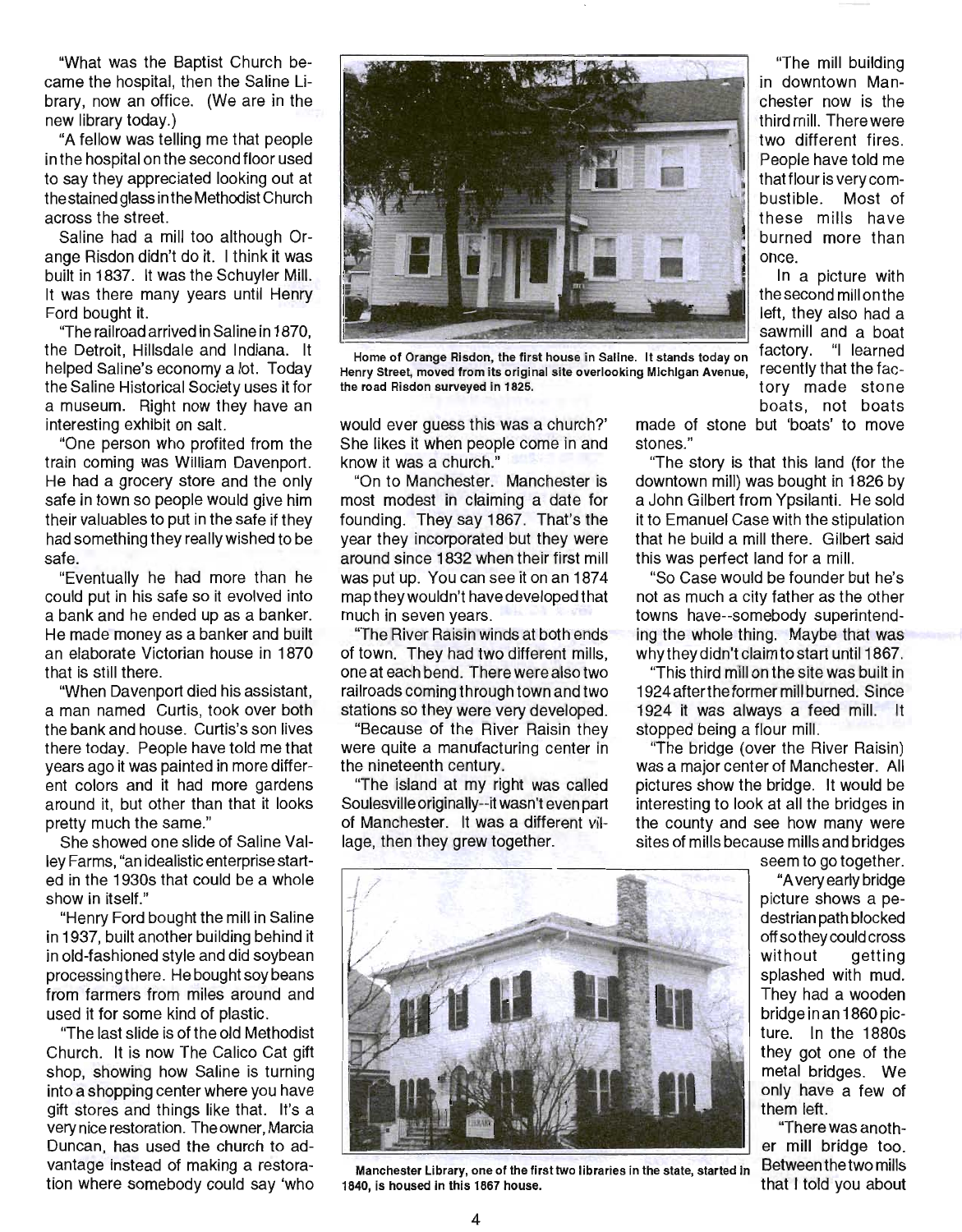"What was the Baptist Church became the hospital, then the Saline Library, now an office. (We are in the new library today.)

"A fellow was telling me that people in the hospital on the second floor used to say they appreciated looking out at the stained glass in the Methodist Church across the street.

Saline had a mill too although Orange Risdon didn't do it. I think it was built in 1837. It was the Schuyler Mill. It was there many years until Henry Ford bought it.

"The railroad arrived in Saline in 1870, the Detroit, Hillsdale and Indiana. It helped Saline's economy a lot. Today the Saline Historical Society uses it for a museum. Right now they have an interesting exhibit on salt.

"One person who profited from the train coming was William Davenport. He had a grocery store and the only safe in town so people would give him their valuables to put in the safe if they had something they really wished to be safe.

"Eventually he had more than he could put in his safe so it evolved into a bank and he ended up as a banker. He made money as a banker and built an elaborate Victorian house in 1870 that is still there.

"When Davenport died his assistant, a man named Curtis, took over both the bank and house. Curtis's son lives there today. People have told me that years ago it was painted in more different colors and it had more gardens around it, but other than that it looks pretty much the same."

She showed one slide of Saline Valley Farms, "an idealistic enterprise started in the 1930s that could be a whole show in itself."

"Henry Ford bought the mill in Saline in 1937, built another building behind it in old-fashioned style and did soybean processing there. He bought soy beans from farmers from miles around and used it for some kind of plastic.

"The last slide is of the old Methodist Church. It is now The Calico Cat gift shop, showing how Saline is turning into a shopping center where you have gift stores and things like that. It's a very nice restoration. The owner, Marcia Duncan, has used the church to advantage instead of making a restoration where somebody could say 'who would ever guess this was a church?' She likes it when people come in and know it was a church."

Home of Orange Risdon, the first house in Saline. It stands today on Henry Street, moved from its original site overlooking Michigan Avenue, the road Risdon surveyed in 1825.

"On to Manchester. Manchester is most modest in claiming a date for founding. They say 1867. That's the year they incorporated but they were around since 1832 when their first mill was put up. You can see it on an 1874 map they wouldn't have developed that much in seven years.

"The River Raisin winds at both ends of town. They had two different mills, one at each bend. There were also two railroads coming through town and two stations so they were very developed.

"Because of the River Raisin they were quite a manufacturing center in the nineteenth century.

"The island at my right was called Soulesville originally--it wasn't even part of Manchester. It was a different village, then they grew together.

"The mill building in downtown Manchester now is the third mill. There were two different fires. People have told me that flour is very combustible. Most of these mills have burned more than once.

In a picture with the second mill on the left, they also had a sawmill and a boat factory. "I learned recently that the factory made stone boats, not boats made of stone but 'boats' to move stones."

"The story is that this land (for the downtown mill) was bought in 1826 by a John Gilbert from Ypsilanti. He sold it to Emanuel Case with the stipulation that he build a mill there. Gilbert said this was perfect land for a mill.

"So Case would be founder but he's not as much a city father as the other towns have--somebody superintending the whole thing. Maybe that was why they didn't claim to start until 1867.

"This third mill on the site was built in 1924 after the former mill burned. Since 1924 it was always a feed mill. It stopped being a flour mill.

"The bridge (over the River Raisin) was a major center of Manchester. All pictures show the bridge. It would be interesting to look at all the bridges in the county and see how many were sites of mills because mills and bridges seem to go together.

"A very early bridge picture shows a pedestrian path blocked off so they could cross without getting splashed with mud. They had a wooden bridge in an 1860 picture. In the 1880s they got one of the metal bridges. We only have a few of them left.

"There was another mill bridge too. Between the two mills that I told you about

Manchester Library, one of the first two libraries in the state, started in 1840, is housed in this 1867 house.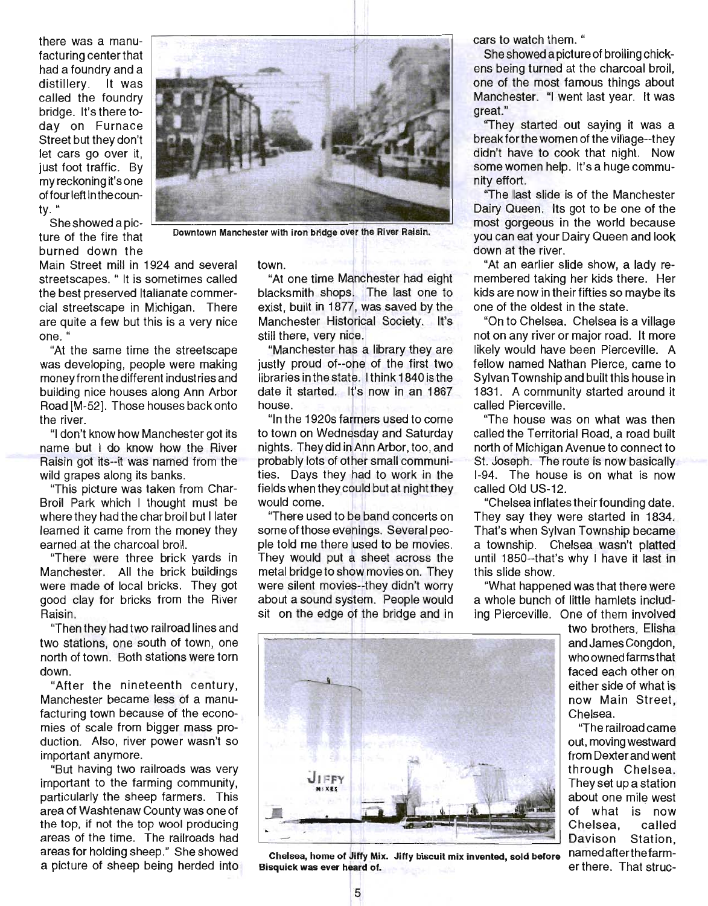there was a manufacturing center that had a foundry and a distillery. It was called the foundry bridge. It's there today on Furnace Street but they don't let cars go over it, just foot traffic. By my reckoning it's one of four left in the county. "

She showed a picture of the fire that burned down the Main Street mill in 1924 and several streetscapes. " It is sometimes called the best preserved Italianate commercial streetscape in Michigan. There are quite a few but this is a very nice one. "

"At the same time the streetscape was developing, people were making money from the different industries and building nice houses along Ann Arbor Road [M-52]. Those houses back onto the river.

"I don't know how Manchester got its name but I do know how the River Raisin got its--it was named from the wild grapes along its banks.

"This picture was taken from Char-Broil Park which I thought must be where they had the char broil but I later learned it came from the money they earned at the charcoal broil.

"There were three brick yards in Manchester. All the brick buildings were made of local bricks. They got good clay for bricks from the River Raisin.

"Then they had two railroad lines and two stations, one south of town, one north of town. Both stations were torn down.

"After the nineteenth century, Manchester became less of a manufacturing town because of the economies of scale from bigger mass production. Also, river power wasn't so important anymore.

"But having two railroads was very important to the farming community, particularly the sheep farmers. This area of Washtenaw County was one of the top, if not the top wool producing areas of the time. The railroads had areas for holding sheep." She showed a picture of sheep being herded into town.

Downtown Manchester with iron bridge over the River Raisin.

"At one time Manchester had eight blacksmith shops. The last one to exist, built in 1877, was saved by the Manchester Historical Society. It's still there, very nice.

"Manchester has a library they are justly proud of--one of the first two libraries in the state. I think 1840 is the date it started. It's now in an 1867 house.

"In the 1920s farmers used to come to town on Wednesday and Saturday nights. They did in Ann Arbor, too, and probably lots of other small communities. Days they had to work in the fields when they could but at night they would come.

"There used to be band concerts on some of those evenings. Several people told me there used to be movies. They would put a sheet across the metal bridge to show movies on. They were silent movies--they didn't worry about a sound system. People would sit on the edge of the bridge and in cars to watch them. "

She showed a picture of broiling chickens being turned at the charcoal broil, one of the most famous things about Manchester. "I went last year. It was great."

"They started out saying it was a break for the women of the village--they didn't have to cook that night. Now some women help. It's a huge community effort.

"The last slide is of the Manchester Dairy Queen. Its got to be one of the most gorgeous in the world because you can eat your Dairy Queen and look down at the river.

"At an earlier slide show, a lady remembered taking her kids there. Her kids are now in their fifties so maybe its one of the oldest in the state.

"On to Chelsea. Chelsea is a village not on any river or major road. It more likely would have been Pierceville. A fellow named Nathan Pierce, came to Sylvan Township and built this house in 1831. A community started around it called Pierceville.

"The house was on what was then called the Territorial Road, a road built north of Michigan Avenue to connect to St. Joseph. The route is now basically I-94. The house is on what is now called Old US-12.

"Chelsea inflates their founding date. They say they were started in 1834. That's when Sylvan Township became a township. Chelsea wasn't platted until 1850--that's why I have it last in this slide show.

"What happened was that there were a whole bunch of little hamlets including Pierceville. One of them involved two brothers, Elisha and James Congdon, who owned farms that faced each other on either side of what is now Main Street, Chelsea.

"The railroad came out, moving westward from Dexter and went through Chelsea. They set up a station about one mile west of what is now Chelsea, called Davison Station, named after the farmer there. That struc-

Chelsea, home of Jiffy Mix. Jiffy biscuit mix invented, sold before Bisquick was ever heard of.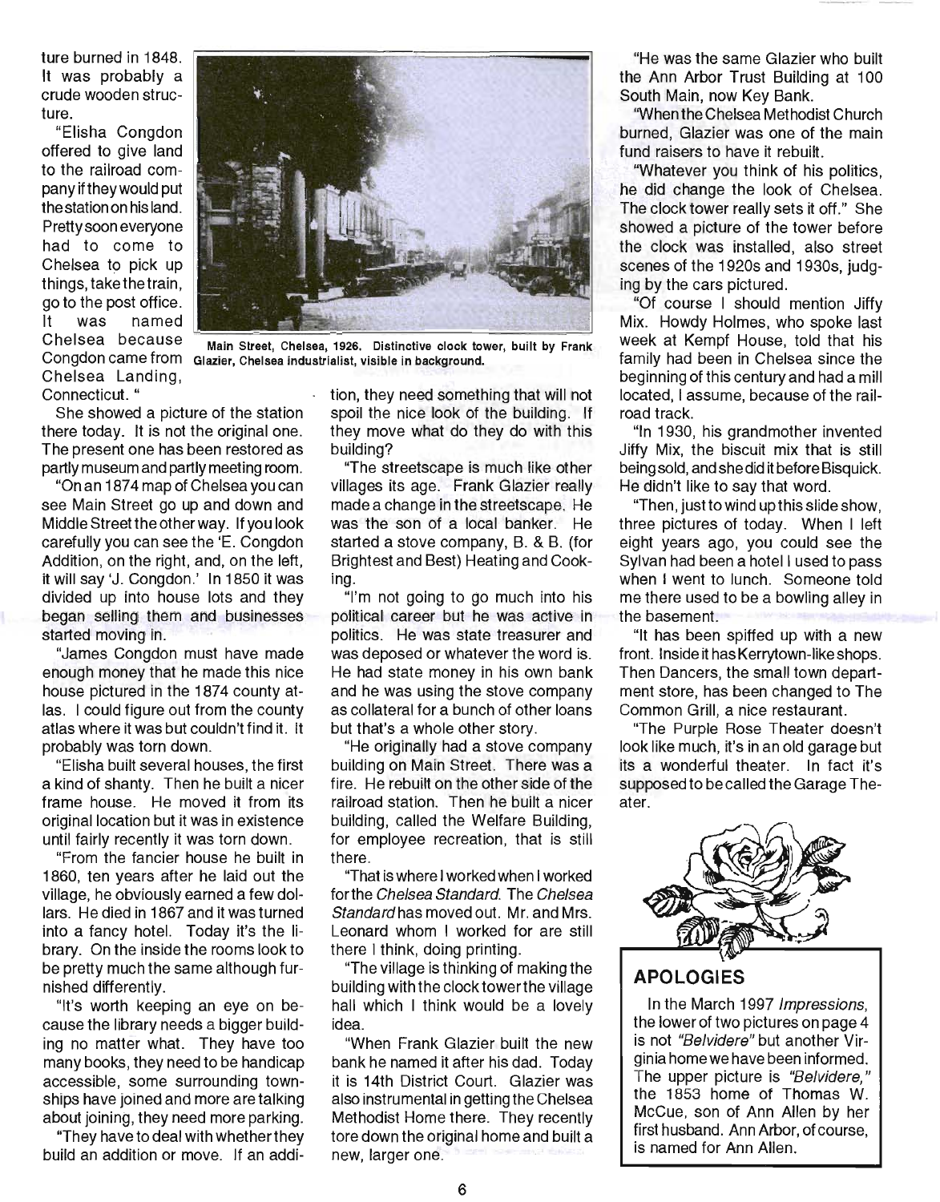ture burned in 1848. It was probably a crude wooden structure.

"Elisha Congdon offered to give land to the railroad company if they would put the station on his land. Pretty soon everyone had to come to Chelsea to pick up things, take the train, go to the post office. It was named Chelsea because Congdon came from Chelsea Landing, Connecticut."

Main Street, Chelsea, 1926. Distinctive clock tower, built by Frank Glazier, Chelsea industrialist, visible in background.

She showed a picture of the station there today. It is not the original one. The present one has been restored as partly museum and partly meeting room.

"On an 1874 map of Chelsea you can see Main Street go up and down and Middle Street the other way. If you look carefully you can see the 'E. Congdon Addition, on the right, and, on the left, it will say 'J. Congdon.' In 1850 it was divided up into house lots and they began selling them and businesses started moving in.

"James Congdon must have made enough money that he made this nice house pictured in the 1874 county atlas. I could figure out from the county atlas where it was but couldn't find it. It probably was torn down.

"Elisha built several houses, the first a kind of shanty. Then he built a nicer frame house. He moved it from its original location but it was in existence until fairly recently it was torn down.

"From the fancier house he built in 1860, ten years after he laid out the village, he obviously earned a few dollars. He died in 1867 and it was turned into a fancy hotel. Today it's the library. On the inside the rooms look to be pretty much the same although furnished differently.

"It's worth keeping an eye on because the library needs a bigger building no matter what. They have too many books, they need to be handicap accessible, some surrounding townships have joined and more are talking about joining, they need more parking.

"They have to deal with whether they build an addition or move. If an addition, they need something that will not spoil the nice look of the building. If they move what do they do with this building?

"The streetscape is much like other villages its age. Frank Glazier really made a change in the streetscape. He was the son of a local banker. He started a stove company, B. & B. (for Brightest and Best) Heating and Cooking.

"I'm not going to go much into his political career but he was active in politics. He was state treasurer and was deposed or whatever the word is. He had state money in his own bank and he was using the stove company as collateral for a bunch of other loans but that's a whole other story.

"He originally had a stove company building on Main Street. There was a fire. He rebuilt on the other side of the railroad station. Then he built a nicer building, called the Welfare Building, for employee recreation, that is still there.

"That is where I worked when I worked for the *Chelsea Standard*. The *Chelsea Standard* has moved out. Mr. and Mrs. Leonard whom I worked for are still there I think, doing printing.

"The village is thinking of making the building with the clock tower the village hall which I think would be a lovely idea.

"When Frank Glazier built the new bank he named it after his dad. Today it is 14th District Court. Glazier was also instrumental in getting the Chelsea Methodist Home there. They recently tore down the original home and built a new, larger one.

"He was the same Glazier who built the Ann Arbor Trust Building at 100 South Main, now Key Bank.

"When the Chelsea Methodist Church burned, Glazier was one of the main fund raisers to have it rebuilt.

"Whatever you think of his politics, he did change the look of Chelsea. The clock tower really sets it off." She showed a picture of the tower before the clock was installed, also street scenes of the 1920s and 1930s, judging by the cars pictured.

"Of course I should mention Jiffy Mix. Howdy Holmes, who spoke last week at Kempf House, told that his family had been in Chelsea since the beginning of this century and had a mill located, I assume, because of the railroad track.

"In 1930, his grandmother invented Jiffy Mix, the biscuit mix that is still being sold, and she did it before Bisquick. He didn't like to say that word.

"Then, just to wind up this slide show, three pictures of today. When I left eight years ago, you could see the Sylvan had been a hotel I used to pass when I went to lunch. Someone told me there used to be a bowling alley in the basement.

"It has been spiffed up with a new front. Inside it has Kerrytown-like shops. Then Dancers, the small town department store, has been changed to The Common Grill, a nice restaurant.

"The Purple Rose Theater doesn't look like much, it's in an old garage but its a wonderful theater. In fact it's supposed to be called the Garage Theater.

## APOLOGIES

In the March 1997 *Impressions*, the lower of two pictures on page 4 is not *"Belvidere"* but another Virginia home we have been informed. The upper picture is *"Belvidere,"* the 1853 home of Thomas W. McCue, son of Ann Allen by her first husband. Ann Arbor, of course, is named for Ann Allen.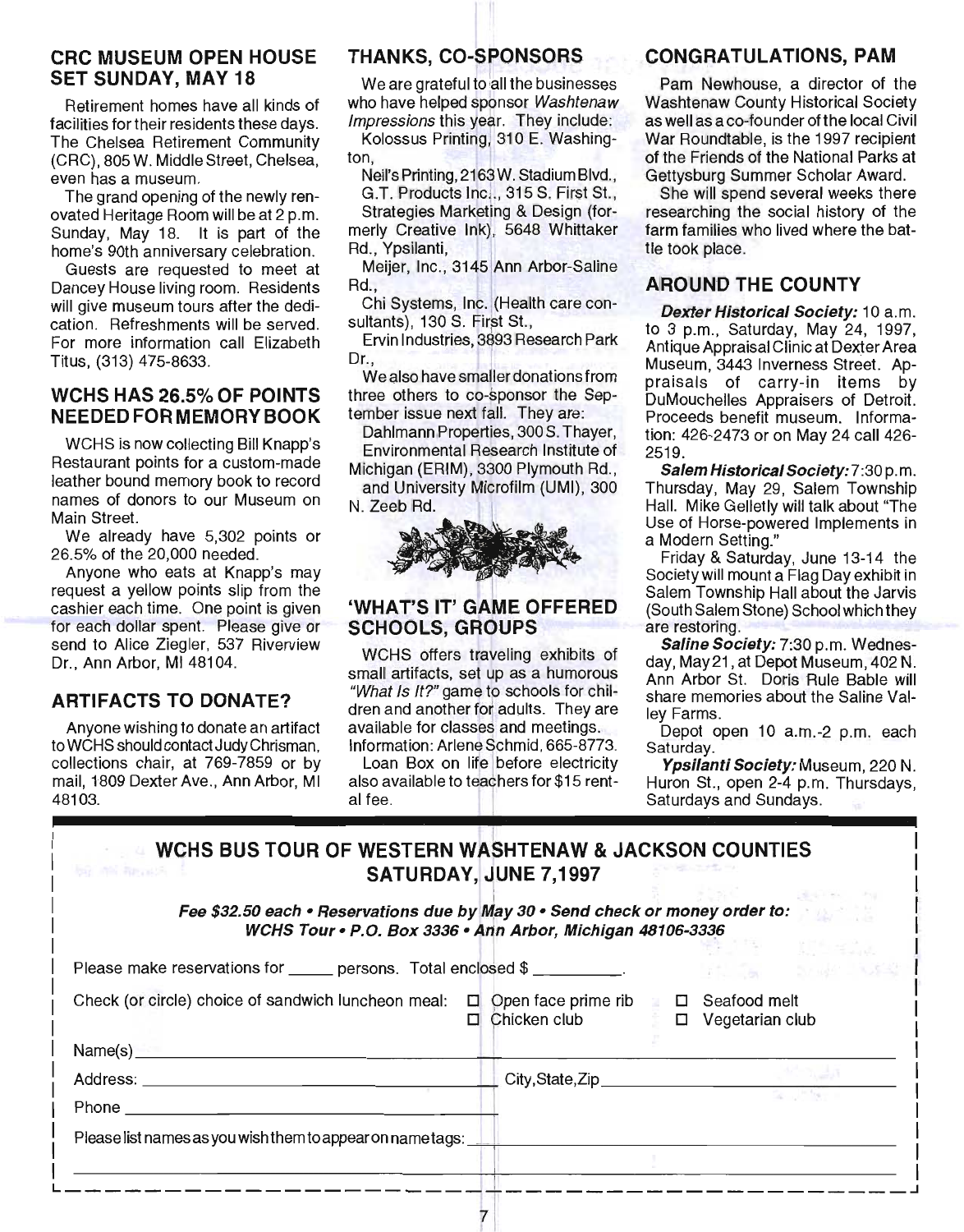## CRC MUSEUM OPEN HOUSE SET SUNDAY, MAY 18

Retirement homes have all kinds of facilities for their residents these days. The Chelsea Retirement Community (CRC), 805 W. Middle Street, Chelsea, even has a museum.

The grand opening of the newly renovated Heritage Room will be at 2 p.m. Sunday, May 18. It is part of the home's 90th anniversary celebration.

Guests are requested to meet at Dancey House living room. Residents will give museum tours after the dedication. Refreshments will be served. For more information call Elizabeth Titus, (313) 475-8633.

## WCHS HAS 26.5% OF POINTS NEEDED FOR MEMORY BOOK

WCHS is now collecting Bill Knapp's Restaurant points for a custom-made leather bound memory book to record names of donors to our Museum on Main Street.

We already have 5,302 points or 26.5% of the 20,000 needed.

Anyone who eats at Knapp's may request a yellow points slip from the cashier each time. One point is given for each dollar spent. Please give or send to Alice Ziegler, 537 Riverview Dr., Ann Arbor, MI 48104.

## ARTIFACTS TO DONATE?

Anyone wishing to donate an artifact to WCHS should contact Judy Chrisman, collections chair, at 769-7859 or by mail, 1809 Dexter Ave., Ann Arbor, MI 48103.

## THANKS, CO-SPONSORS

We are grateful to all the businesses who have helped sponsor *Washtenaw Impressions* this year. They include:

Kolossus Printing, 310 E. Washington,

Neil's Printing, 2163 W. Stadium Blvd.,

G.T. Products Inc., 315 S. First St.,

Strategies Marketing & Design (formerly Creative Ink), 5648 Whittaker Rd., Ypsilanti,

Meijer, Inc., 3145 Ann Arbor-Saline Rd.,

Chi Systems, Inc. (Health care consultants), 130 S. First St.,

Ervin Industries, 3893 Research Park Dr.,

We also have smaller donations from three others to co-sponsor the September issue next fall. They are:

Dahlmann Properties, 300 S. Thayer,

Environmental Research Institute of Michigan (ERIM), 3300 Plymouth Rd.,

and University Microfilm (UMI), 300 N. Zeeb Rd.

## 'WHAT'S IT' GAME OFFERED SCHOOLS, GROUPS

WCHS offers traveling exhibits of small artifacts, set up as a humorous *"What Is It?"* game to schools for children and another for adults. They are available for classes and meetings. Information: Arlene Schmid, 665-8773.

Loan Box on life before electricity also available to teachers for $15 rental fee.

## CONGRATULATIONS, PAM

Pam Newhouse, a director of the Washtenaw County Historical Society as well as a co-founder of the local Civil War Roundtable, is the 1997 recipient of the Friends of the National Parks at Gettysburg Summer Scholar Award.

She will spend several weeks there researching the social history of the farm families who lived where the battle took place.

## AROUND THE COUNTY

***Dexter Historical Society:*** 10 a.m. to 3 p.m., Saturday, May 24, 1997, Antique Appraisal Clinic at Dexter Area Museum, 3443 Inverness Street. Appraisals of carry-in items by DuMouchelles Appraisers of Detroit. Proceeds benefit museum. Information: 426-2473 or on May 24 call 426-2519.

***Salem Historical Society:*** 7:30 p.m. Thursday, May 29, Salem Township Hall. Mike Gelletly will talk about "The Use of Horse-powered Implements in a Modern Setting."

Friday & Saturday, June 13-14 the Society will mount a Flag Day exhibit in Salem Township Hall about the Jarvis (South Salem Stone) School which they are restoring.

***Saline Society:*** 7:30 p.m. Wednesday, May 21, at Depot Museum, 402 N. Ann Arbor St. Doris Rule Bable will share memories about the Saline Valley Farms.

Depot open 10 a.m.-2 p.m. each Saturday.

***Ypsilanti Society:*** Museum, 220 N. Huron St., open 2-4 p.m. Thursdays, Saturdays and Sundays.

---

## WCHS BUS TOUR OF WESTERN WASHTENAW & JACKSON COUNTIES SATURDAY, JUNE 7, 1997

***Fee $32.50 each • Reservations due by May 30 • Send check or money order to: WCHS Tour • P.O. Box 3336 • Ann Arbor, Michigan 48106-3336***

Please make reservations for _____ persons. Total enclosed $ _________.

Check (or circle) choice of sandwich luncheon meal:
- ☐ Open face prime rib
- ☐ Chicken club
- ☐ Seafood melt
- ☐ Vegetarian club

Name(s) ____________________________________________

Address: ______________________ City,State,Zip ______________________

Phone ______________________

Please list names as you wish them to appear on name tags: ______________________

____________________________________________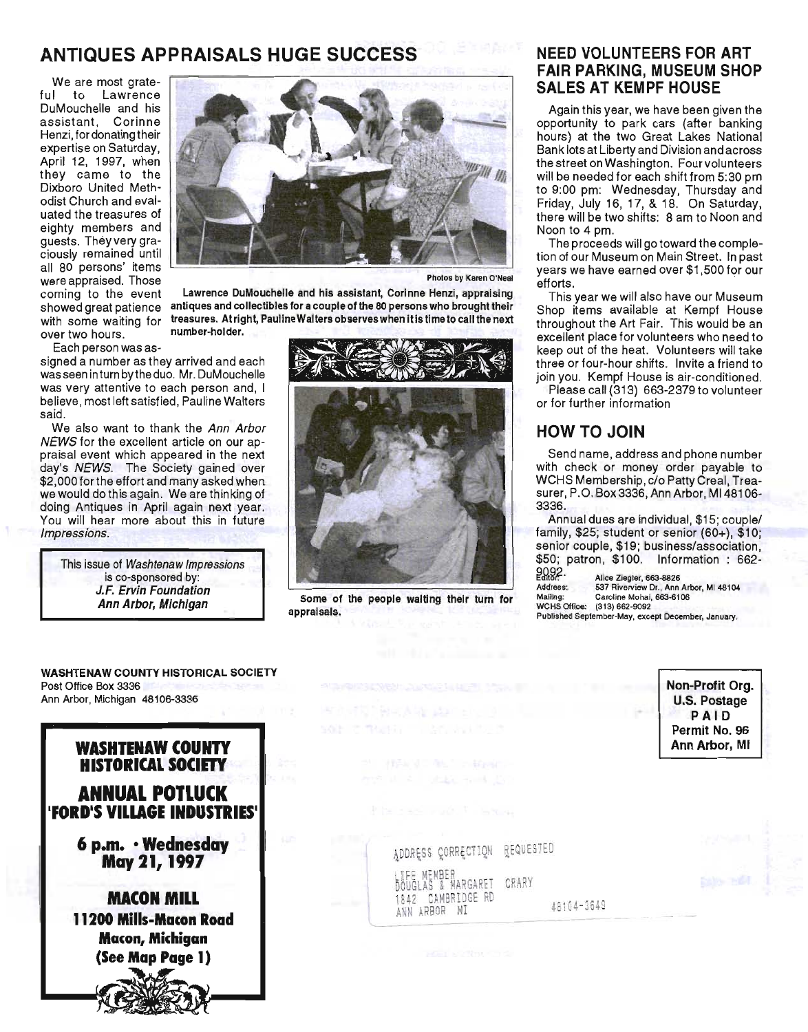## ANTIQUES APPRAISALS HUGE SUCCESS

We are most grateful to Lawrence DuMouchelle and his assistant, Corinne Henzi, for donating their expertise on Saturday, April 12, 1997, when they came to the Dixboro United Methodist Church and evaluated the treasures of eighty members and guests. They very graciously remained until all 80 persons' items were appraised. Those coming to the event showed great patience with some waiting for over two hours.

Photos by Karen O'Neal

**Lawrence DuMouchelle and his assistant, Corinne Henzi, appraising antiques and collectibles for a couple of the 80 persons who brought their treasures. At right, Pauline Walters observes when it is time to call the next number-holder.**

Each person was assigned a number as they arrived and each was seen in turn by the duo. Mr. DuMouchelle was very attentive to each person and, I believe, most left satisfied, Pauline Walters said.

We also want to thank the *Ann Arbor NEWS* for the excellent article on our appraisal event which appeared in the next day's *NEWS*. The Society gained over $2,000 for the effort and many asked when we would do this again. We are thinking of doing Antiques in April again next year. You will hear more about this in future *Impressions*.

**Some of the people waiting their turn for appraisals.**

This issue of *Washtenaw Impressions* is co-sponsored by:
***J.F. Ervin Foundation***
***Ann Arbor, Michigan***

## NEED VOLUNTEERS FOR ART FAIR PARKING, MUSEUM SHOP SALES AT KEMPF HOUSE

Again this year, we have been given the opportunity to park cars (after banking hours) at the two Great Lakes National Bank lots at Liberty and Division and across the street on Washington. Four volunteers will be needed for each shift from 5:30 pm to 9:00 pm: Wednesday, Thursday and Friday, July 16, 17, & 18. On Saturday, there will be two shifts: 8 am to Noon and Noon to 4 pm.

The proceeds will go toward the completion of our Museum on Main Street. In past years we have earned over $1,500 for our efforts.

This year we will also have our Museum Shop items available at Kempf House throughout the Art Fair. This would be an excellent place for volunteers who need to keep out of the heat. Volunteers will take three or four-hour shifts. Invite a friend to join you. Kempf House is air-conditioned.

Please call (313) 663-2379 to volunteer or for further information

## HOW TO JOIN

Send name, address and phone number with check or money order payable to WCHS Membership, c/o Patty Creal, Treasurer, P.O. Box 3336, Ann Arbor, MI 48106-3336.

Annual dues are individual, $15; couple/family, $25; student or senior (60+), $10; senior couple, $19; business/association, $50; patron, $100. Information : 662-9092.

Editor: Alice Ziegler, 663-8826
Address: 537 Riverview Dr., Ann Arbor, MI 48104
Mailing: Caroline Mohai, 663-6106
WCHS Office: (313) 662-9092
Published September-May, except December, January.

**WASHTENAW COUNTY HISTORICAL SOCIETY**
Post Office Box 3336
Ann Arbor, Michigan 48106-3336

**Non-Profit Org.**
**U.S. Postage**
**PAID**
**Permit No. 96**
**Ann Arbor, MI**

**WASHTENAW COUNTY HISTORICAL SOCIETY**

**ANNUAL POTLUCK**
**'FORD'S VILLAGE INDUSTRIES'**

**6 p.m. • Wednesday May 21, 1997**

**MACON MILL**
**11200 Mills-Macon Road**
**Macon, Michigan**
**(See Map Page 1)**

ADDRESS CORRECTION REQUESTED

LIFE MEMBER
DOUGLAS & MARGARET CRARY
1842 CAMBRIDGE RD
ANN ARBOR MI 48104-3649